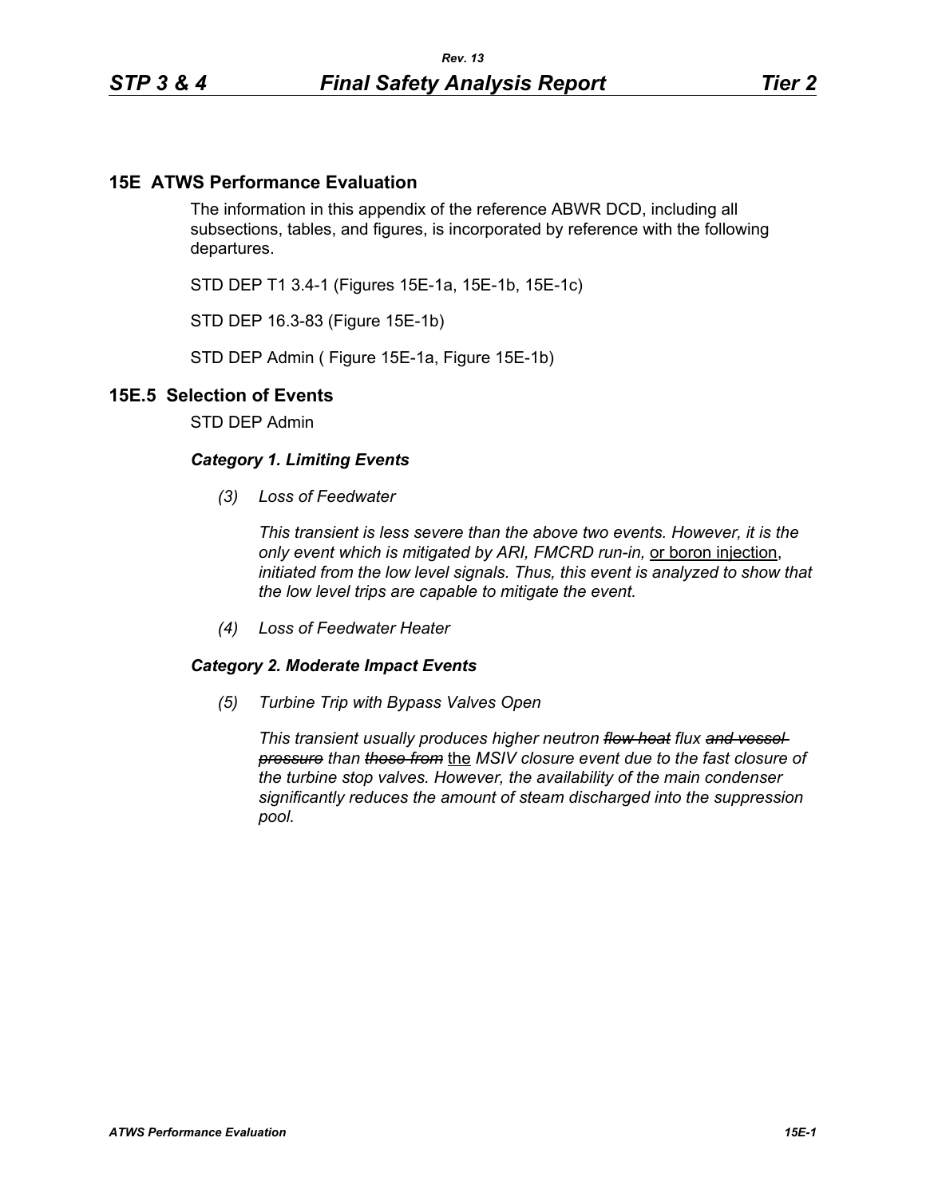# 15E ATWS Performance Evaluation

The information in this appendix of the reference ABWR DCD, including all subsections, tables, and figures, is incorporated by reference with the following departures.

STD DEP T1 3.4-1 (Figures 15E-1a, 15E-1b, 15E-1c)

STD DEP 16.3-83 (Figure 15E-1b)

STD DEP Admin ( Figure 15E-1a, Figure 15E-1b)

## 15E.5 Selection of Events

STD DEP Admin

***Category 1. Limiting Events***

*(3) Loss of Feedwater*

*This transient is less severe than the above two events. However, it is the only event which is mitigated by ARI, FMCRD run-in,* <u>or boron injection</u>, *initiated from the low level signals. Thus, this event is analyzed to show that the low level trips are capable to mitigate the event.*

*(4) Loss of Feedwater Heater*

***Category 2. Moderate Impact Events***

*(5) Turbine Trip with Bypass Valves Open*

*This transient usually produces higher neutron ~~flow heat~~ flux ~~and vessel pressure~~ than ~~those from~~* <u>the</u> *MSIV closure event due to the fast closure of the turbine stop valves. However, the availability of the main condenser significantly reduces the amount of steam discharged into the suppression pool.*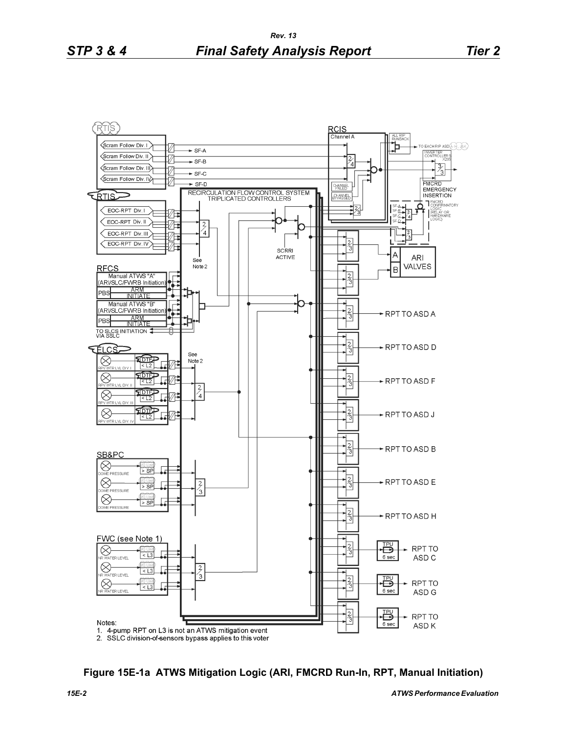Notes:
1. 4-pump RPT on L3 is not an ATWS mitigation event
2. SSLC division-of-sensors bypass applies to this voter

**Figure 15E-1a ATWS Mitigation Logic (ARI, FMCRD Run-In, RPT, Manual Initiation)**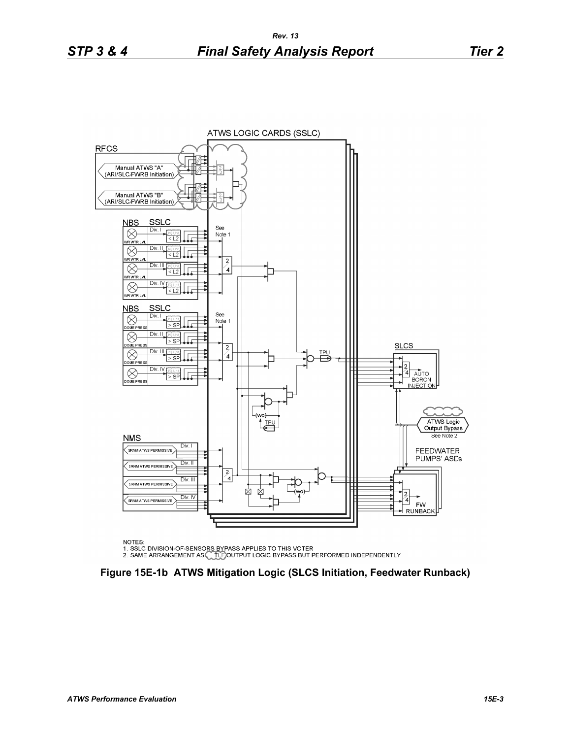ATWS LOGIC CARDS (SSLC)

RFCS

Manual ATWS "A" (ARI/SLC/FWRB Initiation)

Manual ATWS "B" (ARI/SLC/FWRB Initiation)

NBS SSLC

NBS SSLC

NMS

SLCS

FEEDWATER PUMPS' ASDs

NOTES:
1. SSLC DIVISION-OF-SENSORS BYPASS APPLIES TO THIS VOTER
2. SAME ARRANGEMENT AS TLF OUTPUT LOGIC BYPASS BUT PERFORMED INDEPENDENTLY

**Figure 15E-1b ATWS Mitigation Logic (SLCS Initiation, Feedwater Runback)**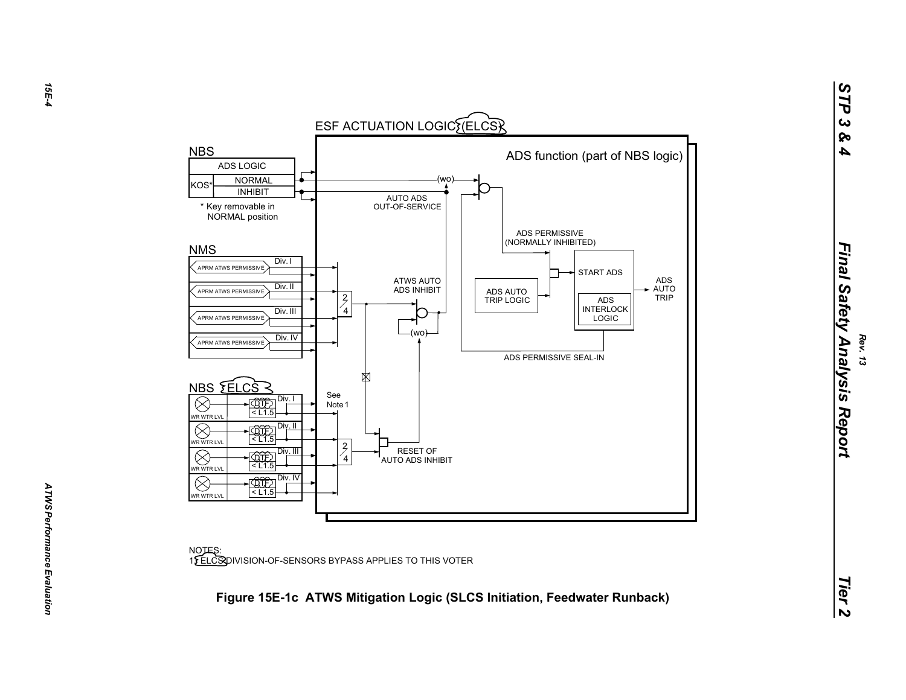ESF ACTUATION LOGIC (ELCS)

NBS

ADS LOGIC

KOS*

NORMAL

INHIBIT

\* Key removable in NORMAL position

ADS function (part of NBS logic)

(wo)

AUTO ADS OUT-OF-SERVICE

ADS PERMISSIVE (NORMALLY INHIBITED)

NMS

APRM ATWS PERMISSIVE Div. I

APRM ATWS PERMISSIVE Div. II

APRM ATWS PERMISSIVE Div. III

APRM ATWS PERMISSIVE Div. IV

2/4

ATWS AUTO ADS INHIBIT

(wo)

ADS AUTO TRIP LOGIC

START ADS

ADS INTERLOCK LOGIC

ADS AUTO TRIP

ADS PERMISSIVE SEAL-IN

NBS ELCS

WR WTR LVL DTF < L1.5 Div. I

WR WTR LVL DTF < L1.5 Div. II

WR WTR LVL DTF < L1.5 Div. III

WR WTR LVL DTF < L1.5 Div. IV

See Note 1

2/4

RESET OF AUTO ADS INHIBIT

NOTES:

1. ELCS DIVISION-OF-SENSORS BYPASS APPLIES TO THIS VOTER

**Figure 15E-1c ATWS Mitigation Logic (SLCS Initiation, Feedwater Runback)**